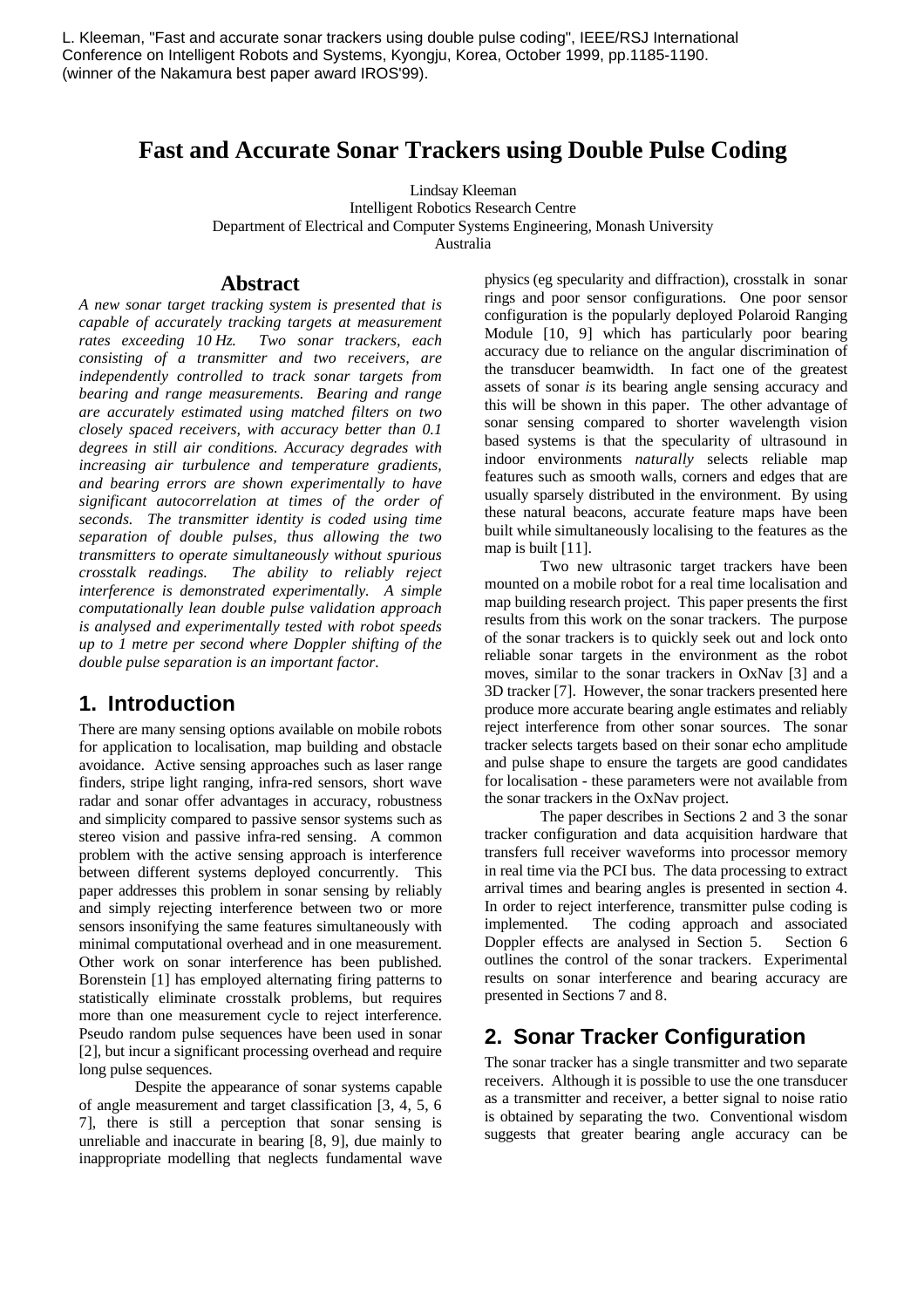L. Kleeman, "Fast and accurate sonar trackers using double pulse coding", IEEE/RSJ International Conference on Intelligent Robots and Systems, Kyongju, Korea, October 1999, pp.1185-1190. (winner of the Nakamura best paper award IROS'99).

# Fast and Accurate Sonar Trackers using Double Pulse Coding

Lindsay Kleeman
Intelligent Robotics Research Centre
Department of Electrical and Computer Systems Engineering, Monash University
Australia

## Abstract

*A new sonar target tracking system is presented that is capable of accurately tracking targets at measurement rates exceeding 10 Hz. Two sonar trackers, each consisting of a transmitter and two receivers, are independently controlled to track sonar targets from bearing and range measurements. Bearing and range are accurately estimated using matched filters on two closely spaced receivers, with accuracy better than 0.1 degrees in still air conditions. Accuracy degrades with increasing air turbulence and temperature gradients, and bearing errors are shown experimentally to have significant autocorrelation at times of the order of seconds. The transmitter identity is coded using time separation of double pulses, thus allowing the two transmitters to operate simultaneously without spurious crosstalk readings. The ability to reliably reject interference is demonstrated experimentally. A simple computationally lean double pulse validation approach is analysed and experimentally tested with robot speeds up to 1 metre per second where Doppler shifting of the double pulse separation is an important factor.*

## 1. Introduction

There are many sensing options available on mobile robots for application to localisation, map building and obstacle avoidance. Active sensing approaches such as laser range finders, stripe light ranging, infra-red sensors, short wave radar and sonar offer advantages in accuracy, robustness and simplicity compared to passive sensor systems such as stereo vision and passive infra-red sensing. A common problem with the active sensing approach is interference between different systems deployed concurrently. This paper addresses this problem in sonar sensing by reliably and simply rejecting interference between two or more sensors insonifying the same features simultaneously with minimal computational overhead and in one measurement. Other work on sonar interference has been published. Borenstein [1] has employed alternating firing patterns to statistically eliminate crosstalk problems, but requires more than one measurement cycle to reject interference. Pseudo random pulse sequences have been used in sonar [2], but incur a significant processing overhead and require long pulse sequences.

Despite the appearance of sonar systems capable of angle measurement and target classification [3, 4, 5, 6 7], there is still a perception that sonar sensing is unreliable and inaccurate in bearing [8, 9], due mainly to inappropriate modelling that neglects fundamental wave physics (eg specularity and diffraction), crosstalk in sonar rings and poor sensor configurations. One poor sensor configuration is the popularly deployed Polaroid Ranging Module [10, 9] which has particularly poor bearing accuracy due to reliance on the angular discrimination of the transducer beamwidth. In fact one of the greatest assets of sonar *is* its bearing angle sensing accuracy and this will be shown in this paper. The other advantage of sonar sensing compared to shorter wavelength vision based systems is that the specularity of ultrasound in indoor environments *naturally* selects reliable map features such as smooth walls, corners and edges that are usually sparsely distributed in the environment. By using these natural beacons, accurate feature maps have been built while simultaneously localising to the features as the map is built [11].

Two new ultrasonic target trackers have been mounted on a mobile robot for a real time localisation and map building research project. This paper presents the first results from this work on the sonar trackers. The purpose of the sonar trackers is to quickly seek out and lock onto reliable sonar targets in the environment as the robot moves, similar to the sonar trackers in OxNav [3] and a 3D tracker [7]. However, the sonar trackers presented here produce more accurate bearing angle estimates and reliably reject interference from other sonar sources. The sonar tracker selects targets based on their sonar echo amplitude and pulse shape to ensure the targets are good candidates for localisation - these parameters were not available from the sonar trackers in the OxNav project.

The paper describes in Sections 2 and 3 the sonar tracker configuration and data acquisition hardware that transfers full receiver waveforms into processor memory in real time via the PCI bus. The data processing to extract arrival times and bearing angles is presented in section 4. In order to reject interference, transmitter pulse coding is implemented. The coding approach and associated Doppler effects are analysed in Section 5. Section 6 outlines the control of the sonar trackers. Experimental results on sonar interference and bearing accuracy are presented in Sections 7 and 8.

## 2. Sonar Tracker Configuration

The sonar tracker has a single transmitter and two separate receivers. Although it is possible to use the one transducer as a transmitter and receiver, a better signal to noise ratio is obtained by separating the two. Conventional wisdom suggests that greater bearing angle accuracy can be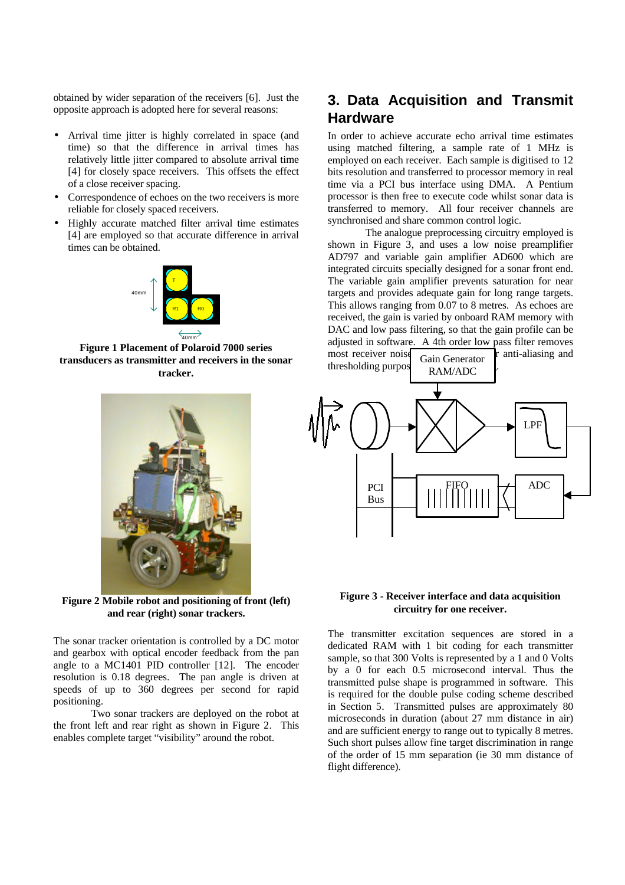obtained by wider separation of the receivers [6]. Just the opposite approach is adopted here for several reasons:

- Arrival time jitter is highly correlated in space (and time) so that the difference in arrival times has relatively little jitter compared to absolute arrival time [4] for closely space receivers. This offsets the effect of a close receiver spacing.
- Correspondence of echoes on the two receivers is more reliable for closely spaced receivers.
- Highly accurate matched filter arrival time estimates [4] are employed so that accurate difference in arrival times can be obtained.

**Figure 1 Placement of Polaroid 7000 series transducers as transmitter and receivers in the sonar tracker.**

**Figure 2 Mobile robot and positioning of front (left) and rear (right) sonar trackers.**

The sonar tracker orientation is controlled by a DC motor and gearbox with optical encoder feedback from the pan angle to a MC1401 PID controller [12]. The encoder resolution is 0.18 degrees. The pan angle is driven at speeds of up to 360 degrees per second for rapid positioning.

Two sonar trackers are deployed on the robot at the front left and rear right as shown in Figure 2. This enables complete target "visibility" around the robot.

## 3. Data Acquisition and Transmit Hardware

In order to achieve accurate echo arrival time estimates using matched filtering, a sample rate of 1 MHz is employed on each receiver. Each sample is digitised to 12 bits resolution and transferred to processor memory in real time via a PCI bus interface using DMA. A Pentium processor is then free to execute code whilst sonar data is transferred to memory. All four receiver channels are synchronised and share common control logic.

The analogue preprocessing circuitry employed is shown in Figure 3, and uses a low noise preamplifier AD797 and variable gain amplifier AD600 which are integrated circuits specially designed for a sonar front end. The variable gain amplifier prevents saturation for near targets and provides adequate gain for long range targets. This allows ranging from 0.07 to 8 metres. As echoes are received, the gain is varied by onboard RAM memory with DAC and low pass filtering, so that the gain profile can be adjusted in software. A 4th order low pass filter removes most receiver noise for anti-aliasing and thresholding purposes.

**Figure 3 - Receiver interface and data acquisition circuitry for one receiver.**

The transmitter excitation sequences are stored in a dedicated RAM with 1 bit coding for each transmitter sample, so that 300 Volts is represented by a 1 and 0 Volts by a 0 for each 0.5 microsecond interval. Thus the transmitted pulse shape is programmed in software. This is required for the double pulse coding scheme described in Section 5. Transmitted pulses are approximately 80 microseconds in duration (about 27 mm distance in air) and are sufficient energy to range out to typically 8 metres. Such short pulses allow fine target discrimination in range of the order of 15 mm separation (ie 30 mm distance of flight difference).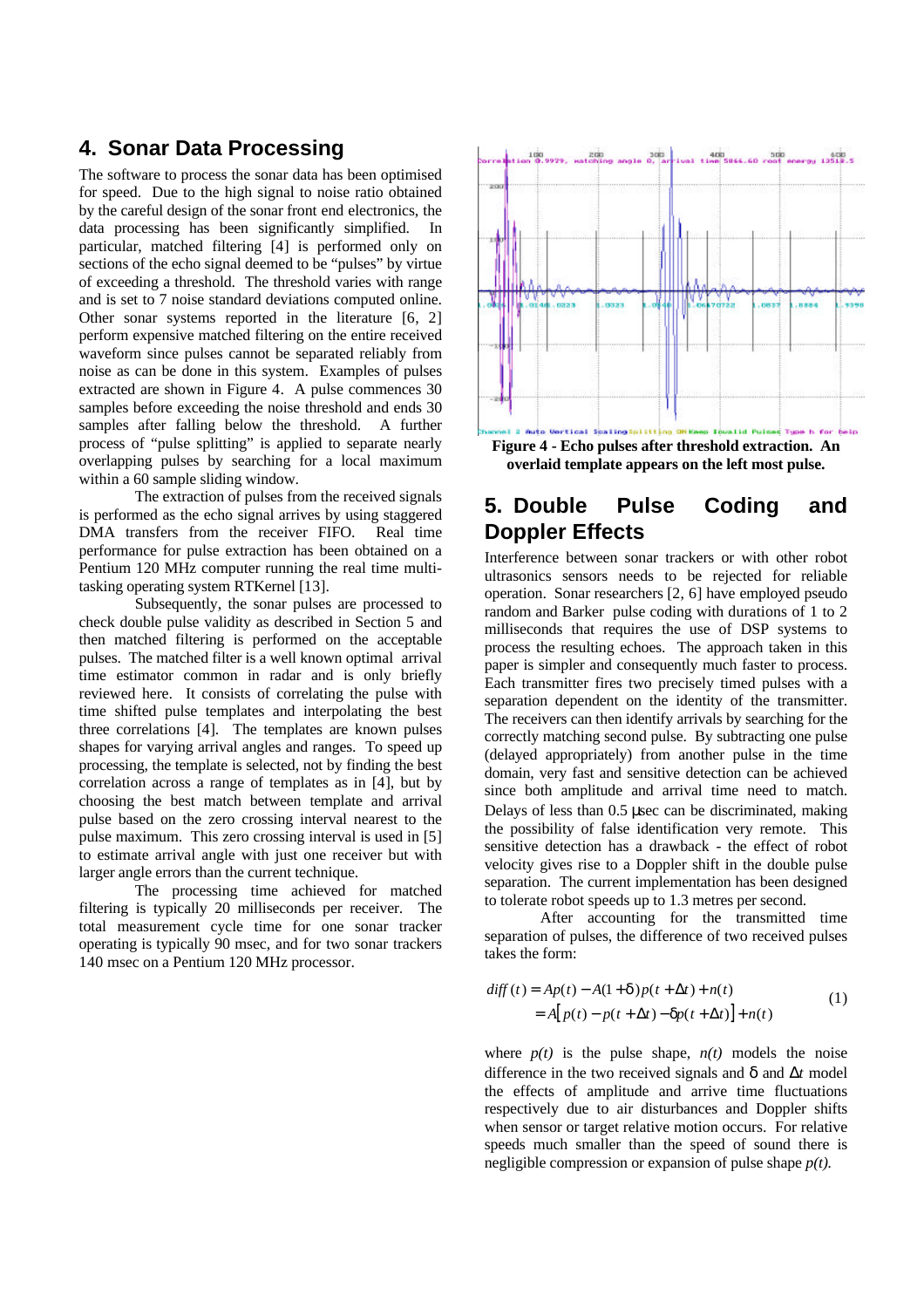## 4. Sonar Data Processing

The software to process the sonar data has been optimised for speed. Due to the high signal to noise ratio obtained by the careful design of the sonar front end electronics, the data processing has been significantly simplified. In particular, matched filtering [4] is performed only on sections of the echo signal deemed to be "pulses" by virtue of exceeding a threshold. The threshold varies with range and is set to 7 noise standard deviations computed online. Other sonar systems reported in the literature [6, 2] perform expensive matched filtering on the entire received waveform since pulses cannot be separated reliably from noise as can be done in this system. Examples of pulses extracted are shown in Figure 4. A pulse commences 30 samples before exceeding the noise threshold and ends 30 samples after falling below the threshold. A further process of "pulse splitting" is applied to separate nearly overlapping pulses by searching for a local maximum within a 60 sample sliding window.

The extraction of pulses from the received signals is performed as the echo signal arrives by using staggered DMA transfers from the receiver FIFO. Real time performance for pulse extraction has been obtained on a Pentium 120 MHz computer running the real time multi-tasking operating system RTKernel [13].

Subsequently, the sonar pulses are processed to check double pulse validity as described in Section 5 and then matched filtering is performed on the acceptable pulses. The matched filter is a well known optimal arrival time estimator common in radar and is only briefly reviewed here. It consists of correlating the pulse with time shifted pulse templates and interpolating the best three correlations [4]. The templates are known pulses shapes for varying arrival angles and ranges. To speed up processing, the template is selected, not by finding the best correlation across a range of templates as in [4], but by choosing the best match between template and arrival pulse based on the zero crossing interval nearest to the pulse maximum. This zero crossing interval is used in [5] to estimate arrival angle with just one receiver but with larger angle errors than the current technique.

The processing time achieved for matched filtering is typically 20 milliseconds per receiver. The total measurement cycle time for one sonar tracker operating is typically 90 msec, and for two sonar trackers 140 msec on a Pentium 120 MHz processor.

**Figure 4 - Echo pulses after threshold extraction. An overlaid template appears on the left most pulse.**

## 5. Double Pulse Coding and Doppler Effects

Interference between sonar trackers or with other robot ultrasonics sensors needs to be rejected for reliable operation. Sonar researchers [2, 6] have employed pseudo random and Barker pulse coding with durations of 1 to 2 milliseconds that requires the use of DSP systems to process the resulting echoes. The approach taken in this paper is simpler and consequently much faster to process. Each transmitter fires two precisely timed pulses with a separation dependent on the identity of the transmitter. The receivers can then identify arrivals by searching for the correctly matching second pulse. By subtracting one pulse (delayed appropriately) from another pulse in the time domain, very fast and sensitive detection can be achieved since both amplitude and arrival time need to match. Delays of less than 0.5 μsec can be discriminated, making the possibility of false identification very remote. This sensitive detection has a drawback - the effect of robot velocity gives rise to a Doppler shift in the double pulse separation. The current implementation has been designed to tolerate robot speeds up to 1.3 metres per second.

After accounting for the transmitted time separation of pulses, the difference of two received pulses takes the form:

$$\begin{aligned} diff(t) &= Ap(t) - A(1+\delta)p(t+\Delta t) + n(t) \\ &= A\left[p(t) - p(t+\Delta t) - \delta p(t+\Delta t)\right] + n(t) \end{aligned} \tag{1}$$

where $p(t)$ is the pulse shape, $n(t)$ models the noise difference in the two received signals and $\delta$ and $\Delta t$ model the effects of amplitude and arrive time fluctuations respectively due to air disturbances and Doppler shifts when sensor or target relative motion occurs. For relative speeds much smaller than the speed of sound there is negligible compression or expansion of pulse shape $p(t)$.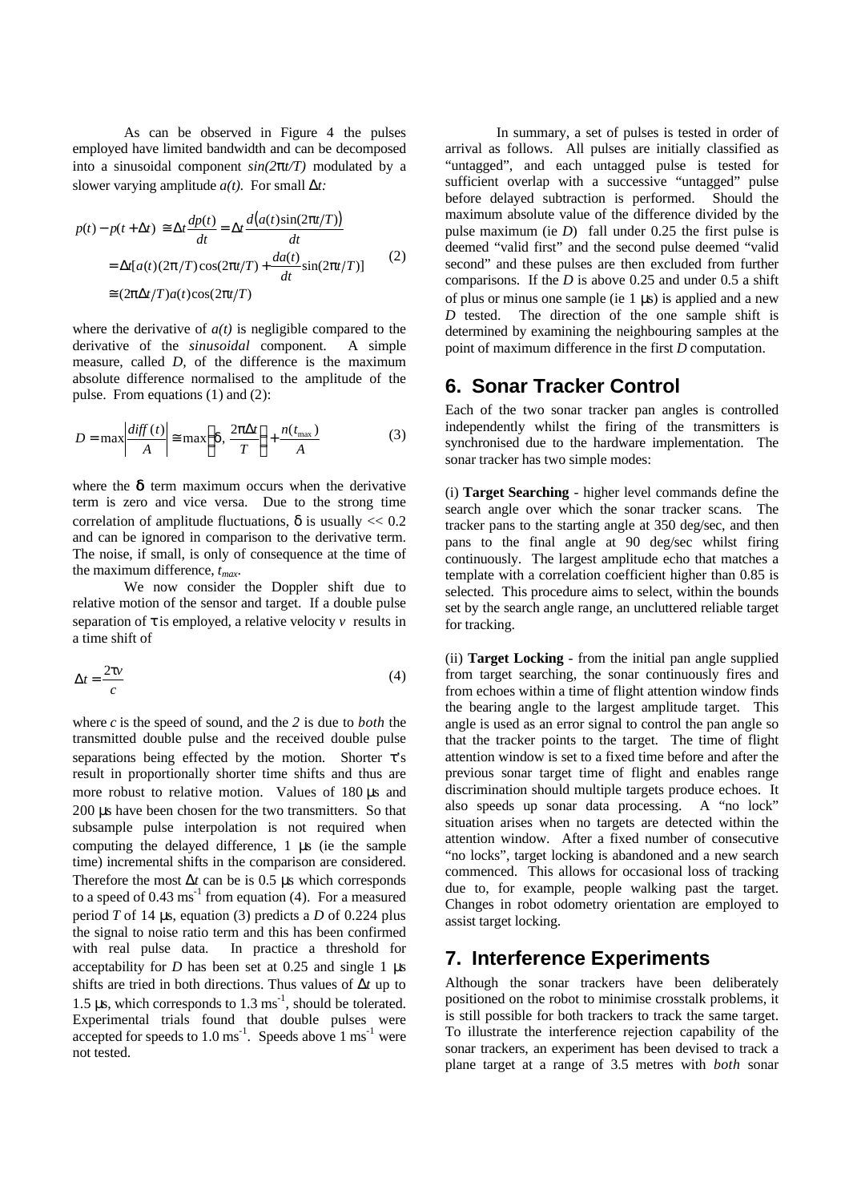As can be observed in Figure 4 the pulses employed have limited bandwidth and can be decomposed into a sinusoidal component $\sin(2\pi t/T)$ modulated by a slower varying amplitude $a(t)$. For small $\Delta t$:

$$
\begin{aligned}
p(t) - p(t+\Delta t) &\cong \Delta t \frac{dp(t)}{dt} = \Delta t \frac{d\big(a(t)\sin(2\pi t/T)\big)}{dt} \\
&= \Delta t [a(t)(2\pi/T)\cos(2\pi t/T) + \frac{da(t)}{dt}\sin(2\pi t/T)] \\
&\cong (2\pi \Delta t/T) a(t) \cos(2\pi t/T)
\end{aligned}
\tag{2}
$$

where the derivative of $a(t)$ is negligible compared to the derivative of the *sinusoidal* component. A simple measure, called $D$, of the difference is the maximum absolute difference normalised to the amplitude of the pulse. From equations (1) and (2):

$$
D = \max\left|\frac{diff(t)}{A}\right| \cong \max\left(\delta, \frac{2\pi\Delta t}{T}\right) + \frac{n(t_{\max})}{A} \tag{3}
$$

where the $\delta$ term maximum occurs when the derivative term is zero and vice versa. Due to the strong time correlation of amplitude fluctuations, $\delta$ is usually $<< 0.2$ and can be ignored in comparison to the derivative term. The noise, if small, is only of consequence at the time of the maximum difference, $t_{max}$.

We now consider the Doppler shift due to relative motion of the sensor and target. If a double pulse separation of $\tau$ is employed, a relative velocity $v$ results in a time shift of

$$
\Delta t = \frac{2\tau v}{c} \tag{4}
$$

where $c$ is the speed of sound, and the *2* is due to *both* the transmitted double pulse and the received double pulse separations being effected by the motion. Shorter $\tau$'s result in proportionally shorter time shifts and thus are more robust to relative motion. Values of 180 μs and 200 μs have been chosen for the two transmitters. So that subsample pulse interpolation is not required when computing the delayed difference, 1 μs (ie the sample time) incremental shifts in the comparison are considered. Therefore the most $\Delta t$ can be is 0.5 μs which corresponds to a speed of 0.43 $ms^{-1}$ from equation (4). For a measured period $T$ of 14 μs, equation (3) predicts a $D$ of 0.224 plus the signal to noise ratio term and this has been confirmed with real pulse data. In practice a threshold for acceptability for $D$ has been set at 0.25 and single 1 μs shifts are tried in both directions. Thus values of $\Delta t$ up to 1.5 μs, which corresponds to 1.3 $ms^{-1}$, should be tolerated. Experimental trials found that double pulses were accepted for speeds to 1.0 $ms^{-1}$. Speeds above 1 $ms^{-1}$ were not tested.

In summary, a set of pulses is tested in order of arrival as follows. All pulses are initially classified as "untagged", and each untagged pulse is tested for sufficient overlap with a successive "untagged" pulse before delayed subtraction is performed. Should the maximum absolute value of the difference divided by the pulse maximum (ie $D$) fall under 0.25 the first pulse is deemed "valid first" and the second pulse deemed "valid second" and these pulses are then excluded from further comparisons. If the $D$ is above 0.25 and under 0.5 a shift of plus or minus one sample (ie 1 μs) is applied and a new $D$ tested. The direction of the one sample shift is determined by examining the neighbouring samples at the point of maximum difference in the first $D$ computation.

## 6. Sonar Tracker Control

Each of the two sonar tracker pan angles is controlled independently whilst the firing of the transmitters is synchronised due to the hardware implementation. The sonar tracker has two simple modes:

(i) **Target Searching** - higher level commands define the search angle over which the sonar tracker scans. The tracker pans to the starting angle at 350 deg/sec, and then pans to the final angle at 90 deg/sec whilst firing continuously. The largest amplitude echo that matches a template with a correlation coefficient higher than 0.85 is selected. This procedure aims to select, within the bounds set by the search angle range, an uncluttered reliable target for tracking.

(ii) **Target Locking** - from the initial pan angle supplied from target searching, the sonar continuously fires and from echoes within a time of flight attention window finds the bearing angle to the largest amplitude target. This angle is used as an error signal to control the pan angle so that the tracker points to the target. The time of flight attention window is set to a fixed time before and after the previous sonar target time of flight and enables range discrimination should multiple targets produce echoes. It also speeds up sonar data processing. A "no lock" situation arises when no targets are detected within the attention window. After a fixed number of consecutive "no locks", target locking is abandoned and a new search commenced. This allows for occasional loss of tracking due to, for example, people walking past the target. Changes in robot odometry orientation are employed to assist target locking.

## 7. Interference Experiments

Although the sonar trackers have been deliberately positioned on the robot to minimise crosstalk problems, it is still possible for both trackers to track the same target. To illustrate the interference rejection capability of the sonar trackers, an experiment has been devised to track a plane target at a range of 3.5 metres with *both* sonar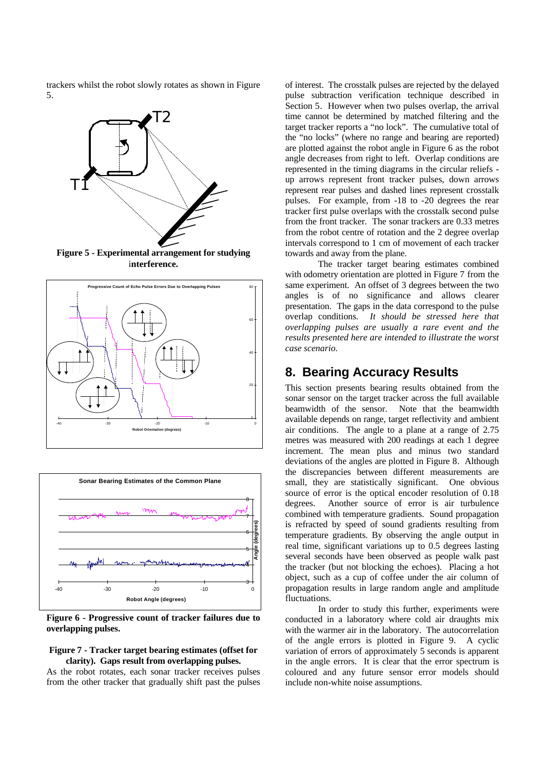trackers whilst the robot slowly rotates as shown in Figure 5.

**Figure 5 - Experimental arrangement for studying interference.**

**Figure 6 - Progressive count of tracker failures due to overlapping pulses.**

**Figure 7 - Tracker target bearing estimates (offset for clarity). Gaps result from overlapping pulses.**

As the robot rotates, each sonar tracker receives pulses from the other tracker that gradually shift past the pulses of interest. The crosstalk pulses are rejected by the delayed pulse subtraction verification technique described in Section 5. However when two pulses overlap, the arrival time cannot be determined by matched filtering and the target tracker reports a "no lock". The cumulative total of the "no locks" (where no range and bearing are reported) are plotted against the robot angle in Figure 6 as the robot angle decreases from right to left. Overlap conditions are represented in the timing diagrams in the circular reliefs - up arrows represent front tracker pulses, down arrows represent rear pulses and dashed lines represent crosstalk pulses. For example, from -18 to -20 degrees the rear tracker first pulse overlaps with the crosstalk second pulse from the front tracker. The sonar trackers are 0.33 metres from the robot centre of rotation and the 2 degree overlap intervals correspond to 1 cm of movement of each tracker towards and away from the plane.

The tracker target bearing estimates combined with odometry orientation are plotted in Figure 7 from the same experiment. An offset of 3 degrees between the two angles is of no significance and allows clearer presentation. The gaps in the data correspond to the pulse overlap conditions. *It should be stressed here that overlapping pulses are usually a rare event and the results presented here are intended to illustrate the worst case scenario.*

## 8. Bearing Accuracy Results

This section presents bearing results obtained from the sonar sensor on the target tracker across the full available beamwidth of the sensor. Note that the beamwidth available depends on range, target reflectivity and ambient air conditions. The angle to a plane at a range of 2.75 metres was measured with 200 readings at each 1 degree increment. The mean plus and minus two standard deviations of the angles are plotted in Figure 8. Although the discrepancies between different measurements are small, they are statistically significant. One obvious source of error is the optical encoder resolution of 0.18 degrees. Another source of error is air turbulence combined with temperature gradients. Sound propagation is refracted by speed of sound gradients resulting from temperature gradients. By observing the angle output in real time, significant variations up to 0.5 degrees lasting several seconds have been observed as people walk past the tracker (but not blocking the echoes). Placing a hot object, such as a cup of coffee under the air column of propagation results in large random angle and amplitude fluctuations.

In order to study this further, experiments were conducted in a laboratory where cold air draughts mix with the warmer air in the laboratory. The autocorrelation of the angle errors is plotted in Figure 9. A cyclic variation of errors of approximately 5 seconds is apparent in the angle errors. It is clear that the error spectrum is coloured and any future sensor error models should include non-white noise assumptions.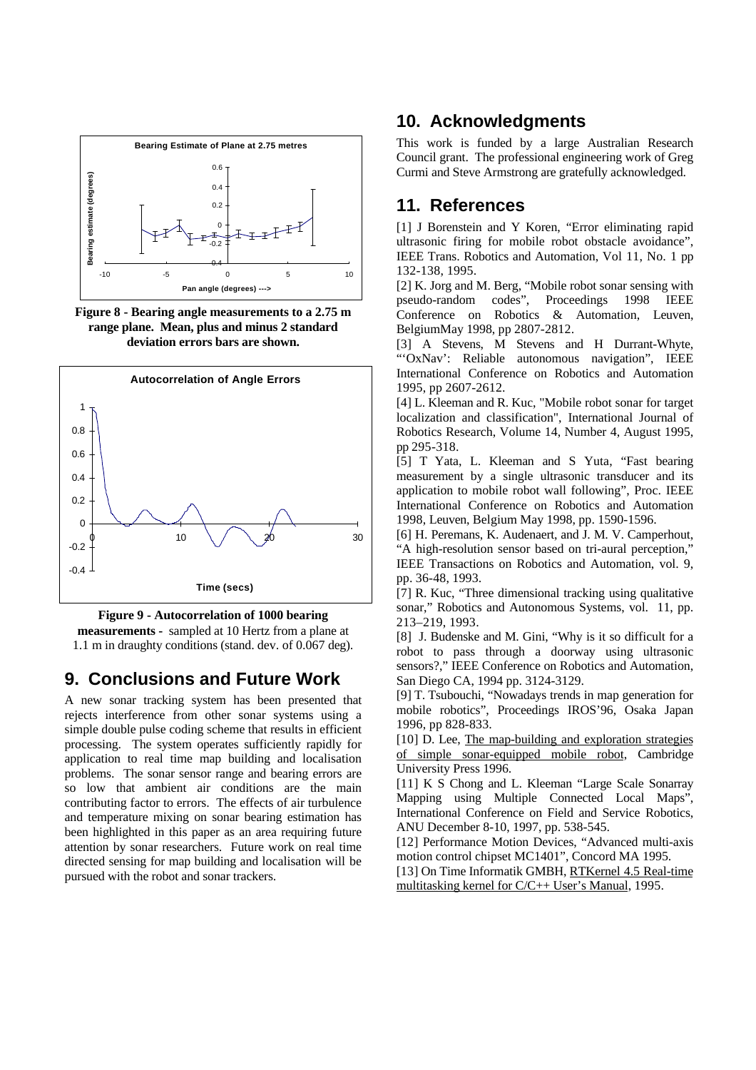Bearing Estimate of Plane at 2.75 metres

Bearing estimate (degrees)

0.6
0.4
0.2
0
-0.2
-0.4

-10 -5 0 5 10

Pan angle (degrees) --->

**Figure 8 - Bearing angle measurements to a 2.75 m range plane. Mean, plus and minus 2 standard deviation errors bars are shown.**

Autocorrelation of Angle Errors

1
0.8
0.6
0.4
0.2
0
-0.2
-0.4

0 10 20 30

Time (secs)

**Figure 9 - Autocorrelation of 1000 bearing measurements -** sampled at 10 Hertz from a plane at 1.1 m in draughty conditions (stand. dev. of 0.067 deg).

## 9. Conclusions and Future Work

A new sonar tracking system has been presented that rejects interference from other sonar systems using a simple double pulse coding scheme that results in efficient processing. The system operates sufficiently rapidly for application to real time map building and localisation problems. The sonar sensor range and bearing errors are so low that ambient air conditions are the main contributing factor to errors. The effects of air turbulence and temperature mixing on sonar bearing estimation has been highlighted in this paper as an area requiring future attention by sonar researchers. Future work on real time directed sensing for map building and localisation will be pursued with the robot and sonar trackers.

## 10. Acknowledgments

This work is funded by a large Australian Research Council grant. The professional engineering work of Greg Curmi and Steve Armstrong are gratefully acknowledged.

## 11. References

[1] J Borenstein and Y Koren, "Error eliminating rapid ultrasonic firing for mobile robot obstacle avoidance", IEEE Trans. Robotics and Automation, Vol 11, No. 1 pp 132-138, 1995.

[2] K. Jorg and M. Berg, "Mobile robot sonar sensing with pseudo-random codes", Proceedings 1998 IEEE Conference on Robotics & Automation, Leuven, BelgiumMay 1998, pp 2807-2812.

[3] A Stevens, M Stevens and H Durrant-Whyte, "'OxNav': Reliable autonomous navigation", IEEE International Conference on Robotics and Automation 1995, pp 2607-2612.

[4] L. Kleeman and R. Kuc, "Mobile robot sonar for target localization and classification", International Journal of Robotics Research, Volume 14, Number 4, August 1995, pp 295-318.

[5] T Yata, L. Kleeman and S Yuta, "Fast bearing measurement by a single ultrasonic transducer and its application to mobile robot wall following", Proc. IEEE International Conference on Robotics and Automation 1998, Leuven, Belgium May 1998, pp. 1590-1596.

[6] H. Peremans, K. Audenaert, and J. M. V. Camperhout, "A high-resolution sensor based on tri-aural perception," IEEE Transactions on Robotics and Automation, vol. 9, pp. 36-48, 1993.

[7] R. Kuc, "Three dimensional tracking using qualitative sonar," Robotics and Autonomous Systems, vol. 11, pp. 213–219, 1993.

[8] J. Budenske and M. Gini, "Why is it so difficult for a robot to pass through a doorway using ultrasonic sensors?," IEEE Conference on Robotics and Automation, San Diego CA, 1994 pp. 3124-3129.

[9] T. Tsubouchi, "Nowadays trends in map generation for mobile robotics", Proceedings IROS'96, Osaka Japan 1996, pp 828-833.

[10] D. Lee, The map-building and exploration strategies of simple sonar-equipped mobile robot, Cambridge University Press 1996.

[11] K S Chong and L. Kleeman "Large Scale Sonarray Mapping using Multiple Connected Local Maps", International Conference on Field and Service Robotics, ANU December 8-10, 1997, pp. 538-545.

[12] Performance Motion Devices, "Advanced multi-axis motion control chipset MC1401", Concord MA 1995.

[13] On Time Informatik GMBH, RTKernel 4.5 Real-time multitasking kernel for C/C++ User's Manual, 1995.